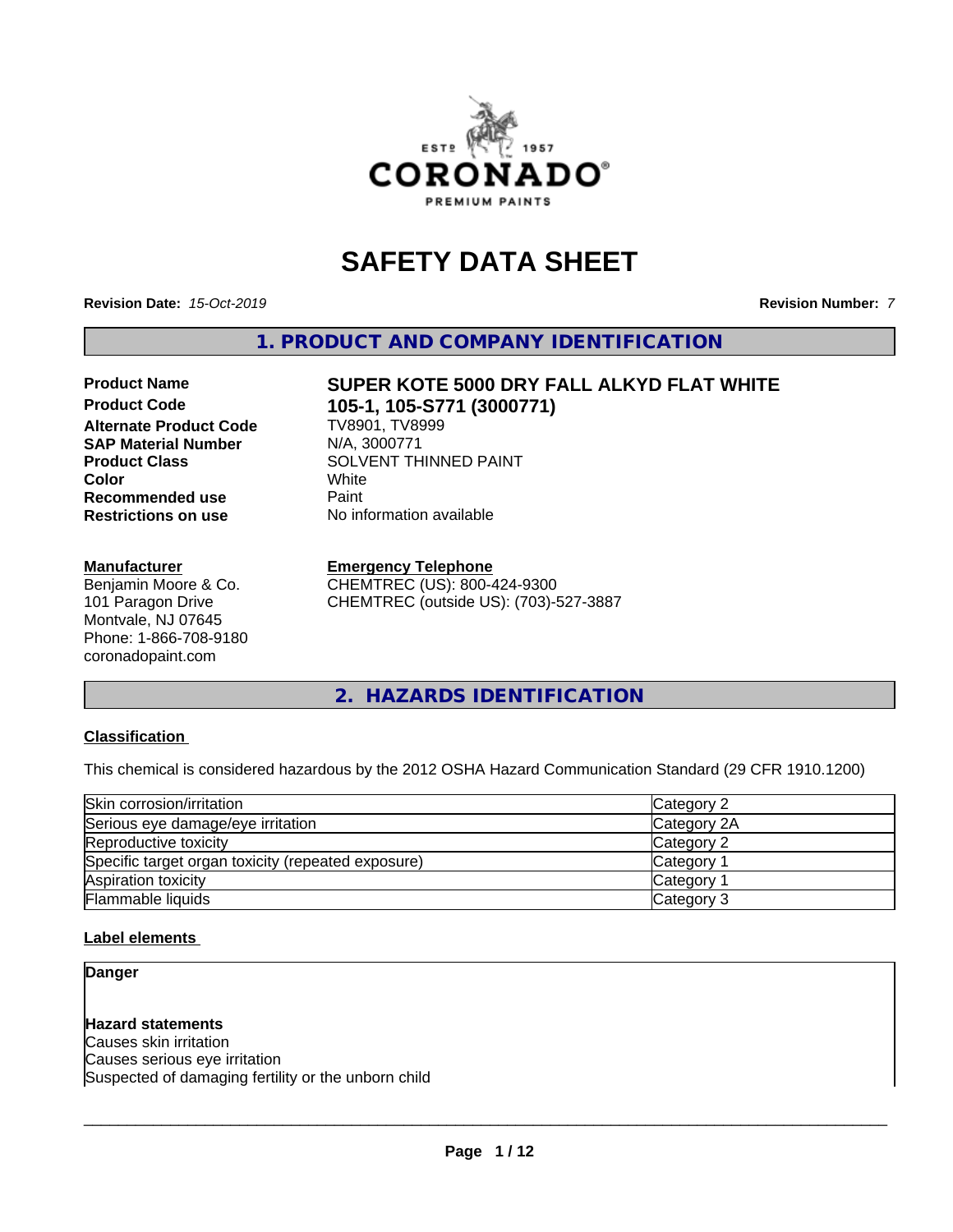# SAFETY DATA SHEET

**Revision Date:** *15-Oct-2019* **Revision Number:** *7*

## 1. PRODUCT AND COMPANY IDENTIFICATION

**Product Name** **SUPER KOTE 5000 DRY FALL ALKYD FLAT WHITE**
**Product Code** **105-1, 105-S771 (3000771)**
**Alternate Product Code** TV8901, TV8999
**SAP Material Number** N/A, 3000771
**Product Class** SOLVENT THINNED PAINT
**Color** White
**Recommended use** Paint
**Restrictions on use** No information available

**Manufacturer**
Benjamin Moore & Co.
101 Paragon Drive
Montvale, NJ 07645
Phone: 1-866-708-9180
coronadopaint.com

**Emergency Telephone**
CHEMTREC (US): 800-424-9300
CHEMTREC (outside US): (703)-527-3887

## 2. HAZARDS IDENTIFICATION

**Classification**

This chemical is considered hazardous by the 2012 OSHA Hazard Communication Standard (29 CFR 1910.1200)

| | |
|---|---|
| Skin corrosion/irritation | Category 2 |
| Serious eye damage/eye irritation | Category 2A |
| Reproductive toxicity | Category 2 |
| Specific target organ toxicity (repeated exposure) | Category 1 |
| Aspiration toxicity | Category 1 |
| Flammable liquids | Category 3 |

**Label elements**

**Danger**

**Hazard statements**
Causes skin irritation
Causes serious eye irritation
Suspected of damaging fertility or the unborn child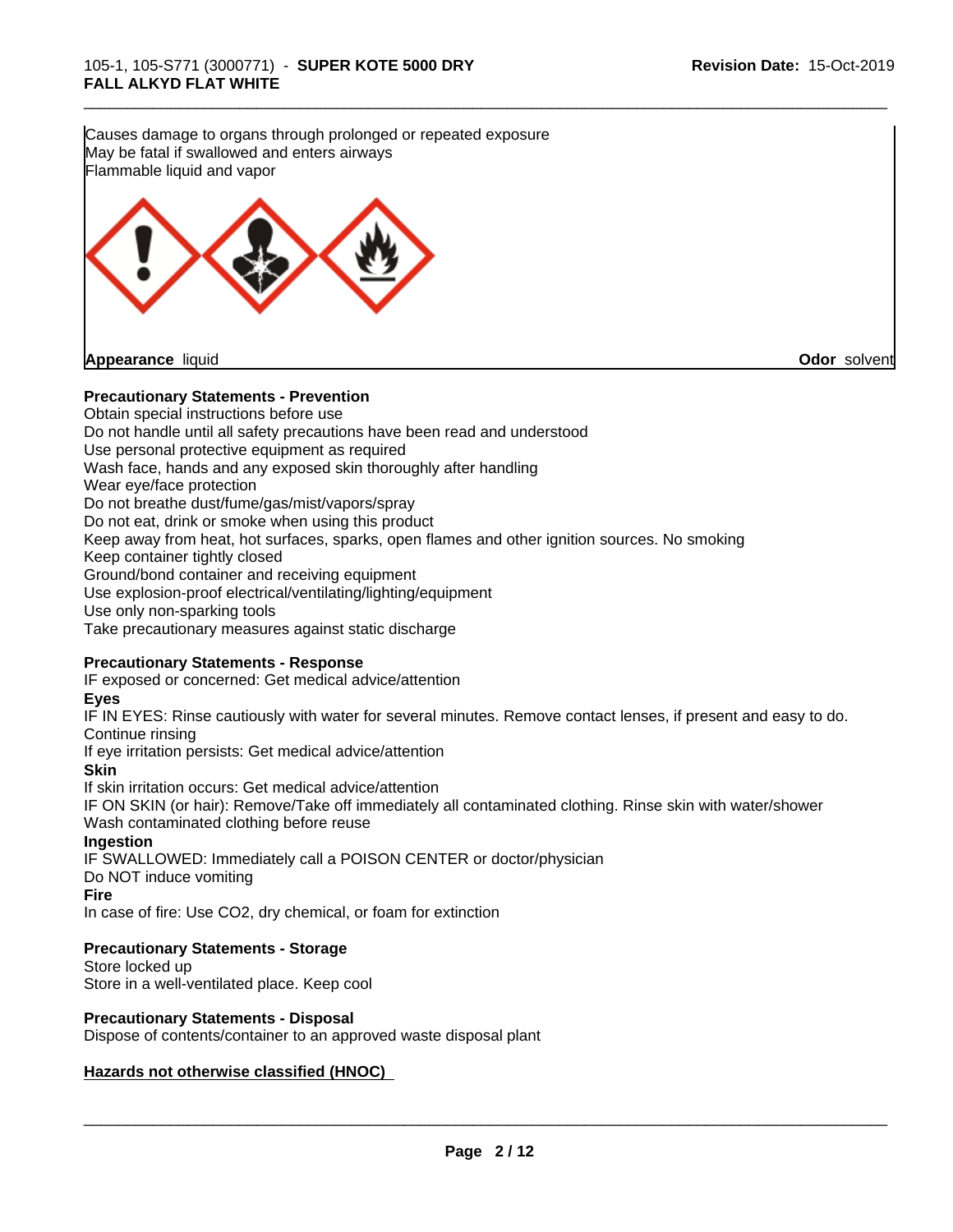Causes damage to organs through prolonged or repeated exposure
May be fatal if swallowed and enters airways
Flammable liquid and vapor

**Appearance** liquid

**Odor** solvent

**Precautionary Statements - Prevention**

Obtain special instructions before use
Do not handle until all safety precautions have been read and understood
Use personal protective equipment as required
Wash face, hands and any exposed skin thoroughly after handling
Wear eye/face protection
Do not breathe dust/fume/gas/mist/vapors/spray
Do not eat, drink or smoke when using this product
Keep away from heat, hot surfaces, sparks, open flames and other ignition sources. No smoking
Keep container tightly closed
Ground/bond container and receiving equipment
Use explosion-proof electrical/ventilating/lighting/equipment
Use only non-sparking tools
Take precautionary measures against static discharge

**Precautionary Statements - Response**

IF exposed or concerned: Get medical advice/attention

**Eyes**

IF IN EYES: Rinse cautiously with water for several minutes. Remove contact lenses, if present and easy to do. Continue rinsing
If eye irritation persists: Get medical advice/attention

**Skin**

If skin irritation occurs: Get medical advice/attention
IF ON SKIN (or hair): Remove/Take off immediately all contaminated clothing. Rinse skin with water/shower
Wash contaminated clothing before reuse

**Ingestion**

IF SWALLOWED: Immediately call a POISON CENTER or doctor/physician
Do NOT induce vomiting

**Fire**

In case of fire: Use CO2, dry chemical, or foam for extinction

**Precautionary Statements - Storage**

Store locked up
Store in a well-ventilated place. Keep cool

**Precautionary Statements - Disposal**

Dispose of contents/container to an approved waste disposal plant

**Hazards not otherwise classified (HNOC)**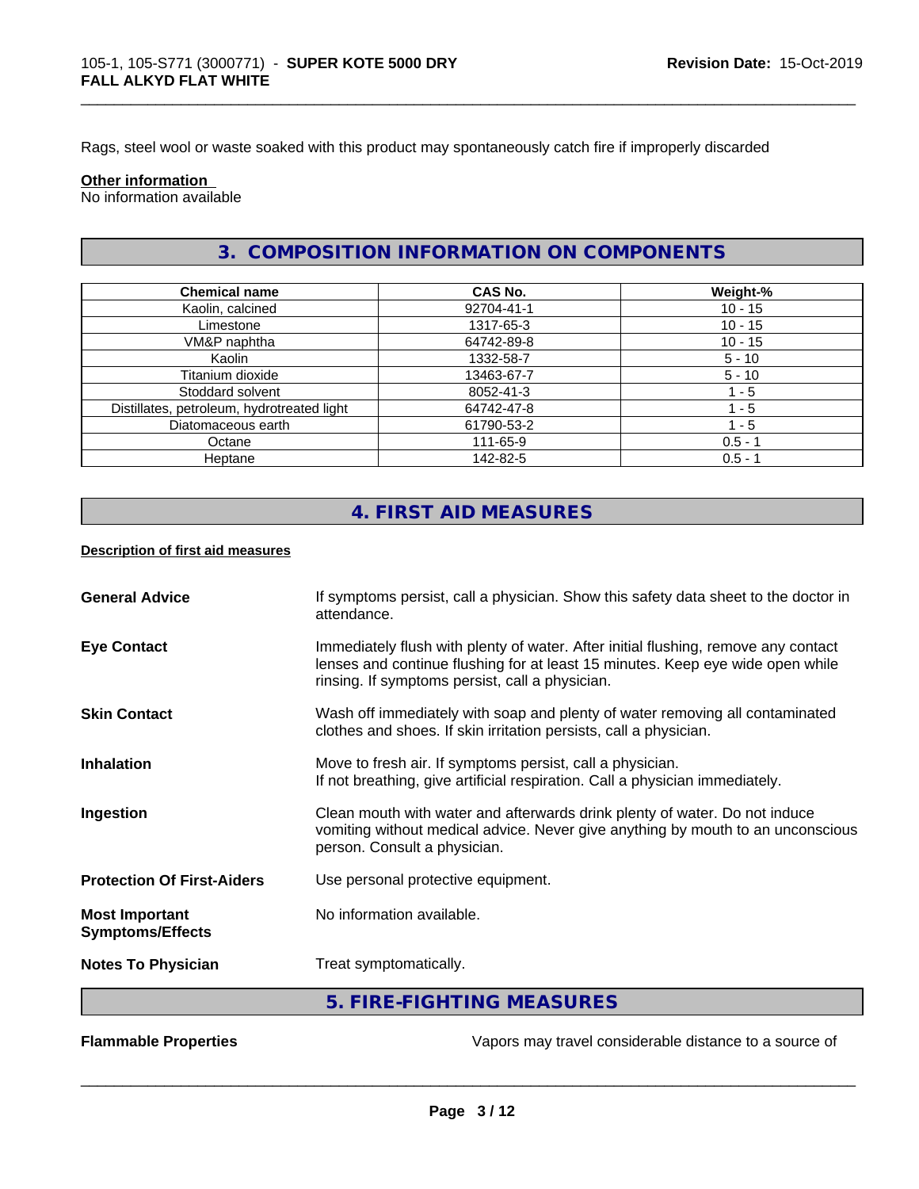Rags, steel wool or waste soaked with this product may spontaneously catch fire if improperly discarded

**Other information**
No information available

## 3. COMPOSITION INFORMATION ON COMPONENTS

| Chemical name | CAS No. | Weight-% |
|---|---|---|
| Kaolin, calcined | 92704-41-1 | 10 - 15 |
| Limestone | 1317-65-3 | 10 - 15 |
| VM&P naphtha | 64742-89-8 | 10 - 15 |
| Kaolin | 1332-58-7 | 5 - 10 |
| Titanium dioxide | 13463-67-7 | 5 - 10 |
| Stoddard solvent | 8052-41-3 | 1 - 5 |
| Distillates, petroleum, hydrotreated light | 64742-47-8 | 1 - 5 |
| Diatomaceous earth | 61790-53-2 | 1 - 5 |
| Octane | 111-65-9 | 0.5 - 1 |
| Heptane | 142-82-5 | 0.5 - 1 |

## 4. FIRST AID MEASURES

**Description of first aid measures**

**General Advice**
If symptoms persist, call a physician. Show this safety data sheet to the doctor in attendance.

**Eye Contact**
Immediately flush with plenty of water. After initial flushing, remove any contact lenses and continue flushing for at least 15 minutes. Keep eye wide open while rinsing. If symptoms persist, call a physician.

**Skin Contact**
Wash off immediately with soap and plenty of water removing all contaminated clothes and shoes. If skin irritation persists, call a physician.

**Inhalation**
Move to fresh air. If symptoms persist, call a physician.
If not breathing, give artificial respiration. Call a physician immediately.

**Ingestion**
Clean mouth with water and afterwards drink plenty of water. Do not induce vomiting without medical advice. Never give anything by mouth to an unconscious person. Consult a physician.

**Protection Of First-Aiders**
Use personal protective equipment.

**Most Important Symptoms/Effects**
No information available.

**Notes To Physician**
Treat symptomatically.

## 5. FIRE-FIGHTING MEASURES

**Flammable Properties**
Vapors may travel considerable distance to a source of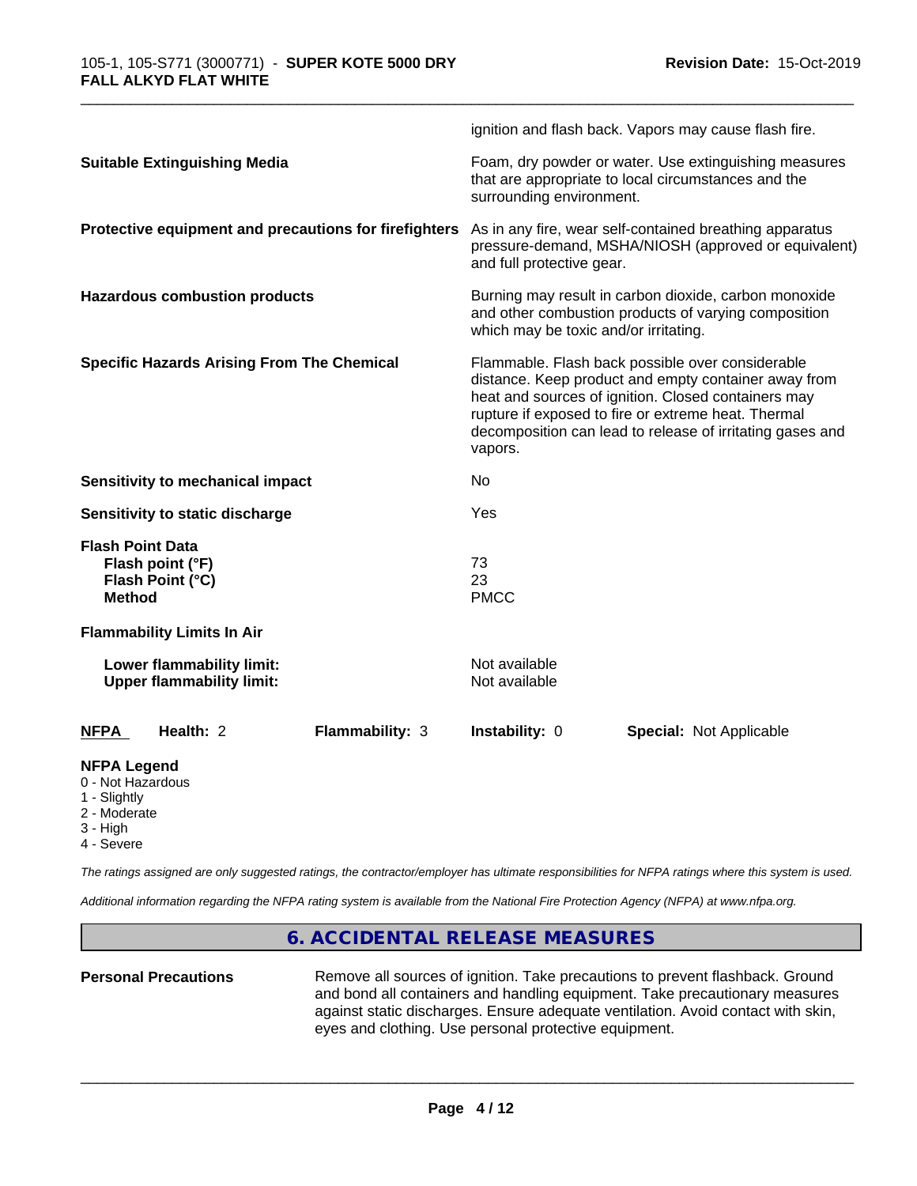ignition and flash back. Vapors may cause flash fire.

**Suitable Extinguishing Media**

Foam, dry powder or water. Use extinguishing measures that are appropriate to local circumstances and the surrounding environment.

**Protective equipment and precautions for firefighters**

As in any fire, wear self-contained breathing apparatus pressure-demand, MSHA/NIOSH (approved or equivalent) and full protective gear.

**Hazardous combustion products**

Burning may result in carbon dioxide, carbon monoxide and other combustion products of varying composition which may be toxic and/or irritating.

**Specific Hazards Arising From The Chemical**

Flammable. Flash back possible over considerable distance. Keep product and empty container away from heat and sources of ignition. Closed containers may rupture if exposed to fire or extreme heat. Thermal decomposition can lead to release of irritating gases and vapors.

**Sensitivity to mechanical impact** — No

**Sensitivity to static discharge** — Yes

**Flash Point Data**

| | |
|---|---|
| **Flash point (°F)** | 73 |
| **Flash Point (°C)** | 23 |
| **Method** | PMCC |

**Flammability Limits In Air**

| | |
|---|---|
| **Lower flammability limit:** | Not available |
| **Upper flammability limit:** | Not available |

| **NFPA** | **Health:** 2 | **Flammability:** 3 | **Instability:** 0 | **Special:** Not Applicable |
|---|---|---|---|---|

**NFPA Legend**

- 0 - Not Hazardous
- 1 - Slightly
- 2 - Moderate
- 3 - High
- 4 - Severe

*The ratings assigned are only suggested ratings, the contractor/employer has ultimate responsibilities for NFPA ratings where this system is used.*

*Additional information regarding the NFPA rating system is available from the National Fire Protection Agency (NFPA) at www.nfpa.org.*

## 6. ACCIDENTAL RELEASE MEASURES

**Personal Precautions**

Remove all sources of ignition. Take precautions to prevent flashback. Ground and bond all containers and handling equipment. Take precautionary measures against static discharges. Ensure adequate ventilation. Avoid contact with skin, eyes and clothing. Use personal protective equipment.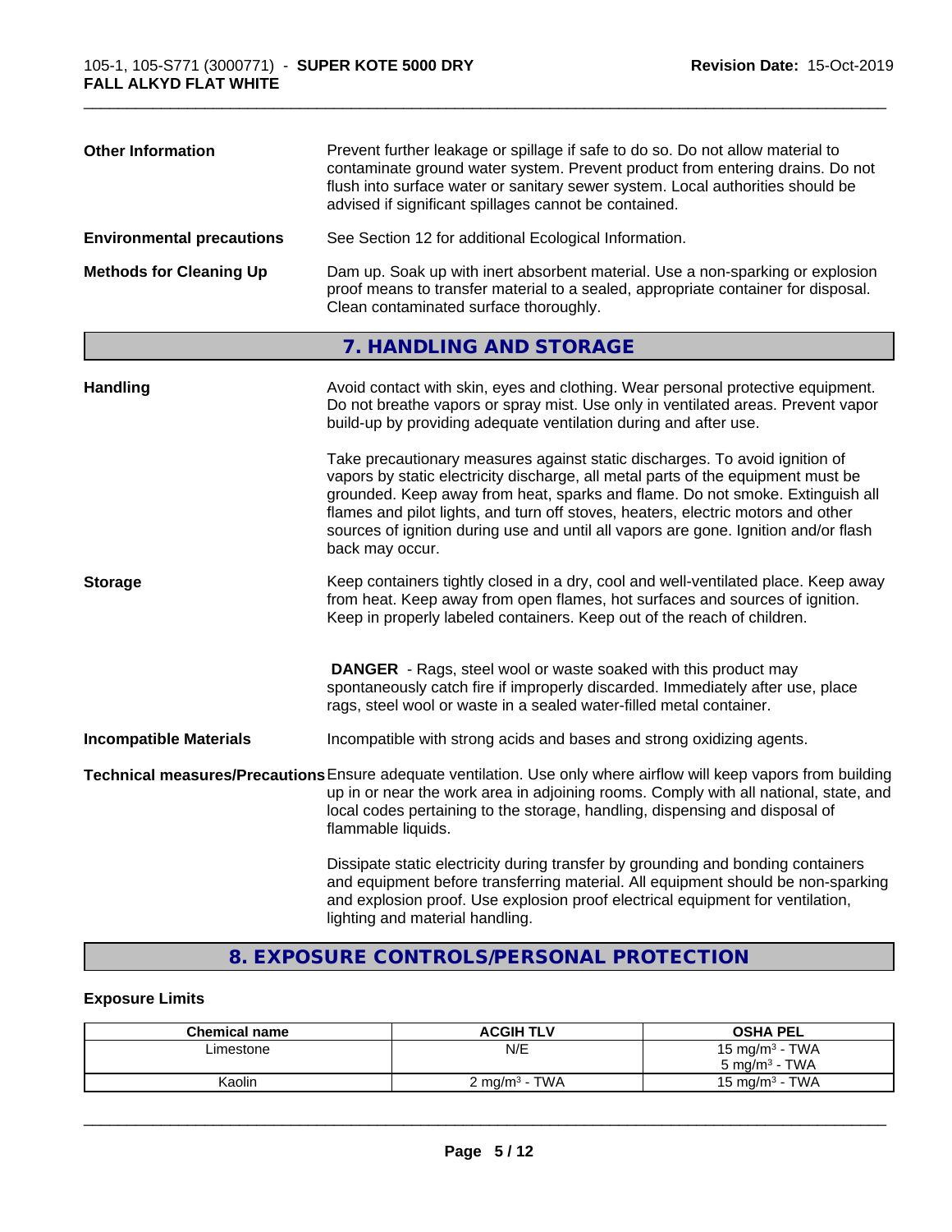**Other Information**

Prevent further leakage or spillage if safe to do so. Do not allow material to contaminate ground water system. Prevent product from entering drains. Do not flush into surface water or sanitary sewer system. Local authorities should be advised if significant spillages cannot be contained.

**Environmental precautions**

See Section 12 for additional Ecological Information.

**Methods for Cleaning Up**

Dam up. Soak up with inert absorbent material. Use a non-sparking or explosion proof means to transfer material to a sealed, appropriate container for disposal. Clean contaminated surface thoroughly.

## 7. HANDLING AND STORAGE

**Handling**

Avoid contact with skin, eyes and clothing. Wear personal protective equipment. Do not breathe vapors or spray mist. Use only in ventilated areas. Prevent vapor build-up by providing adequate ventilation during and after use.

Take precautionary measures against static discharges. To avoid ignition of vapors by static electricity discharge, all metal parts of the equipment must be grounded. Keep away from heat, sparks and flame. Do not smoke. Extinguish all flames and pilot lights, and turn off stoves, heaters, electric motors and other sources of ignition during use and until all vapors are gone. Ignition and/or flash back may occur.

**Storage**

Keep containers tightly closed in a dry, cool and well-ventilated place. Keep away from heat. Keep away from open flames, hot surfaces and sources of ignition. Keep in properly labeled containers. Keep out of the reach of children.

**DANGER** - Rags, steel wool or waste soaked with this product may spontaneously catch fire if improperly discarded. Immediately after use, place rags, steel wool or waste in a sealed water-filled metal container.

**Incompatible Materials**

Incompatible with strong acids and bases and strong oxidizing agents.

**Technical measures/Precautions**

Ensure adequate ventilation. Use only where airflow will keep vapors from building up in or near the work area in adjoining rooms. Comply with all national, state, and local codes pertaining to the storage, handling, dispensing and disposal of flammable liquids.

Dissipate static electricity during transfer by grounding and bonding containers and equipment before transferring material. All equipment should be non-sparking and explosion proof. Use explosion proof electrical equipment for ventilation, lighting and material handling.

## 8. EXPOSURE CONTROLS/PERSONAL PROTECTION

### Exposure Limits

| Chemical name | ACGIH TLV | OSHA PEL |
|---|---|---|
| Limestone | N/E | 15 mg/m³ - TWA<br>5 mg/m³ - TWA |
| Kaolin | 2 mg/m³ - TWA | 15 mg/m³ - TWA |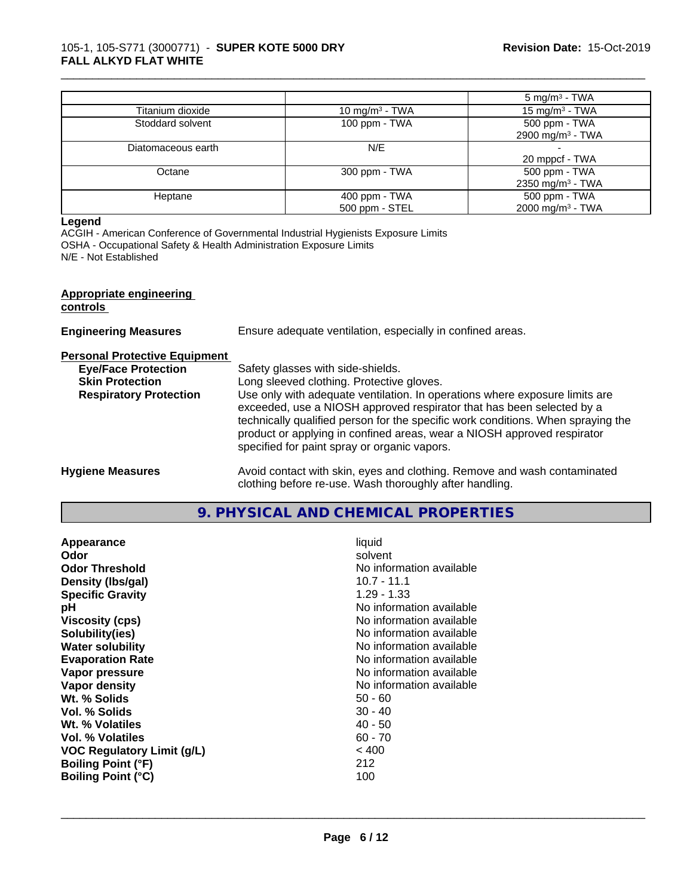| | | 5 mg/m³ - TWA |
|---|---|---|
| Titanium dioxide | 10 mg/m³ - TWA | 15 mg/m³ - TWA |
| Stoddard solvent | 100 ppm - TWA | 500 ppm - TWA<br>2900 mg/m³ - TWA |
| Diatomaceous earth | N/E | -<br>20 mppcf - TWA |
| Octane | 300 ppm - TWA | 500 ppm - TWA<br>2350 mg/m³ - TWA |
| Heptane | 400 ppm - TWA<br>500 ppm - STEL | 500 ppm - TWA<br>2000 mg/m³ - TWA |

**Legend**

ACGIH - American Conference of Governmental Industrial Hygienists Exposure Limits
OSHA - Occupational Safety & Health Administration Exposure Limits
N/E - Not Established

**Appropriate engineering controls**

**Engineering Measures** Ensure adequate ventilation, especially in confined areas.

**Personal Protective Equipment**

**Eye/Face Protection** Safety glasses with side-shields.

**Skin Protection** Long sleeved clothing. Protective gloves.

**Respiratory Protection** Use only with adequate ventilation. In operations where exposure limits are exceeded, use a NIOSH approved respirator that has been selected by a technically qualified person for the specific work conditions. When spraying the product or applying in confined areas, wear a NIOSH approved respirator specified for paint spray or organic vapors.

**Hygiene Measures** Avoid contact with skin, eyes and clothing. Remove and wash contaminated clothing before re-use. Wash thoroughly after handling.

## 9. PHYSICAL AND CHEMICAL PROPERTIES

| | |
|---|---|
| **Appearance** | liquid |
| **Odor** | solvent |
| **Odor Threshold** | No information available |
| **Density (lbs/gal)** | 10.7 - 11.1 |
| **Specific Gravity** | 1.29 - 1.33 |
| **pH** | No information available |
| **Viscosity (cps)** | No information available |
| **Solubility(ies)** | No information available |
| **Water solubility** | No information available |
| **Evaporation Rate** | No information available |
| **Vapor pressure** | No information available |
| **Vapor density** | No information available |
| **Wt. % Solids** | 50 - 60 |
| **Vol. % Solids** | 30 - 40 |
| **Wt. % Volatiles** | 40 - 50 |
| **Vol. % Volatiles** | 60 - 70 |
| **VOC Regulatory Limit (g/L)** | < 400 |
| **Boiling Point (°F)** | 212 |
| **Boiling Point (°C)** | 100 |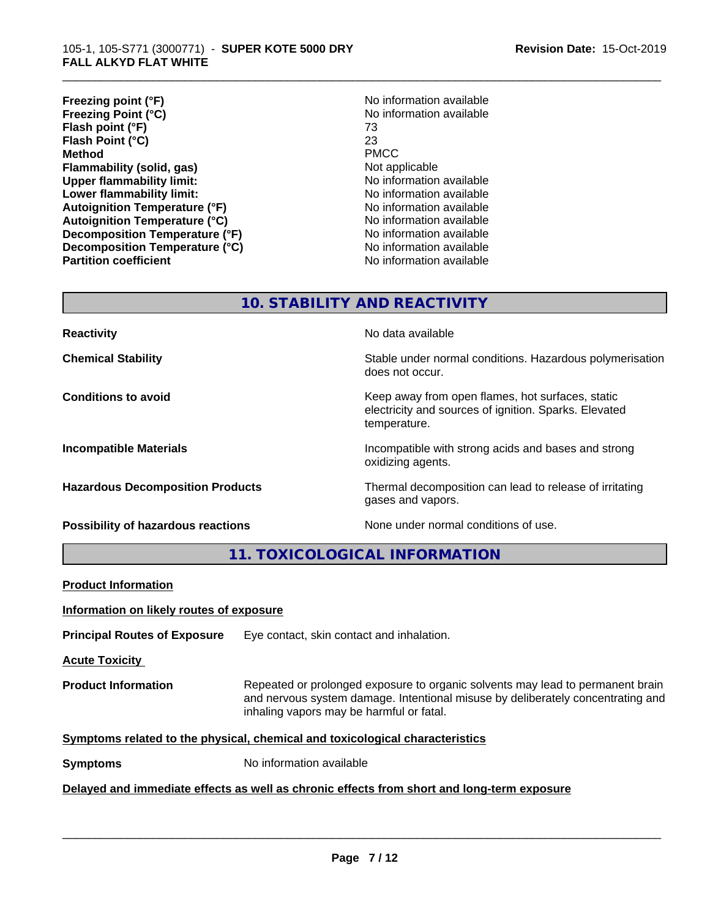| | |
|---|---|
| **Freezing point (°F)** | No information available |
| **Freezing Point (°C)** | No information available |
| **Flash point (°F)** | 73 |
| **Flash Point (°C)** | 23 |
| **Method** | PMCC |
| **Flammability (solid, gas)** | Not applicable |
| **Upper flammability limit:** | No information available |
| **Lower flammability limit:** | No information available |
| **Autoignition Temperature (°F)** | No information available |
| **Autoignition Temperature (°C)** | No information available |
| **Decomposition Temperature (°F)** | No information available |
| **Decomposition Temperature (°C)** | No information available |
| **Partition coefficient** | No information available |

## 10. STABILITY AND REACTIVITY

| | |
|---|---|
| **Reactivity** | No data available |
| **Chemical Stability** | Stable under normal conditions. Hazardous polymerisation does not occur. |
| **Conditions to avoid** | Keep away from open flames, hot surfaces, static electricity and sources of ignition. Sparks. Elevated temperature. |
| **Incompatible Materials** | Incompatible with strong acids and bases and strong oxidizing agents. |
| **Hazardous Decomposition Products** | Thermal decomposition can lead to release of irritating gases and vapors. |
| **Possibility of hazardous reactions** | None under normal conditions of use. |

## 11. TOXICOLOGICAL INFORMATION

**Product Information**

**Information on likely routes of exposure**

**Principal Routes of Exposure** Eye contact, skin contact and inhalation.

**Acute Toxicity**

**Product Information** Repeated or prolonged exposure to organic solvents may lead to permanent brain and nervous system damage. Intentional misuse by deliberately concentrating and inhaling vapors may be harmful or fatal.

**Symptoms related to the physical, chemical and toxicological characteristics**

**Symptoms** No information available

**Delayed and immediate effects as well as chronic effects from short and long-term exposure**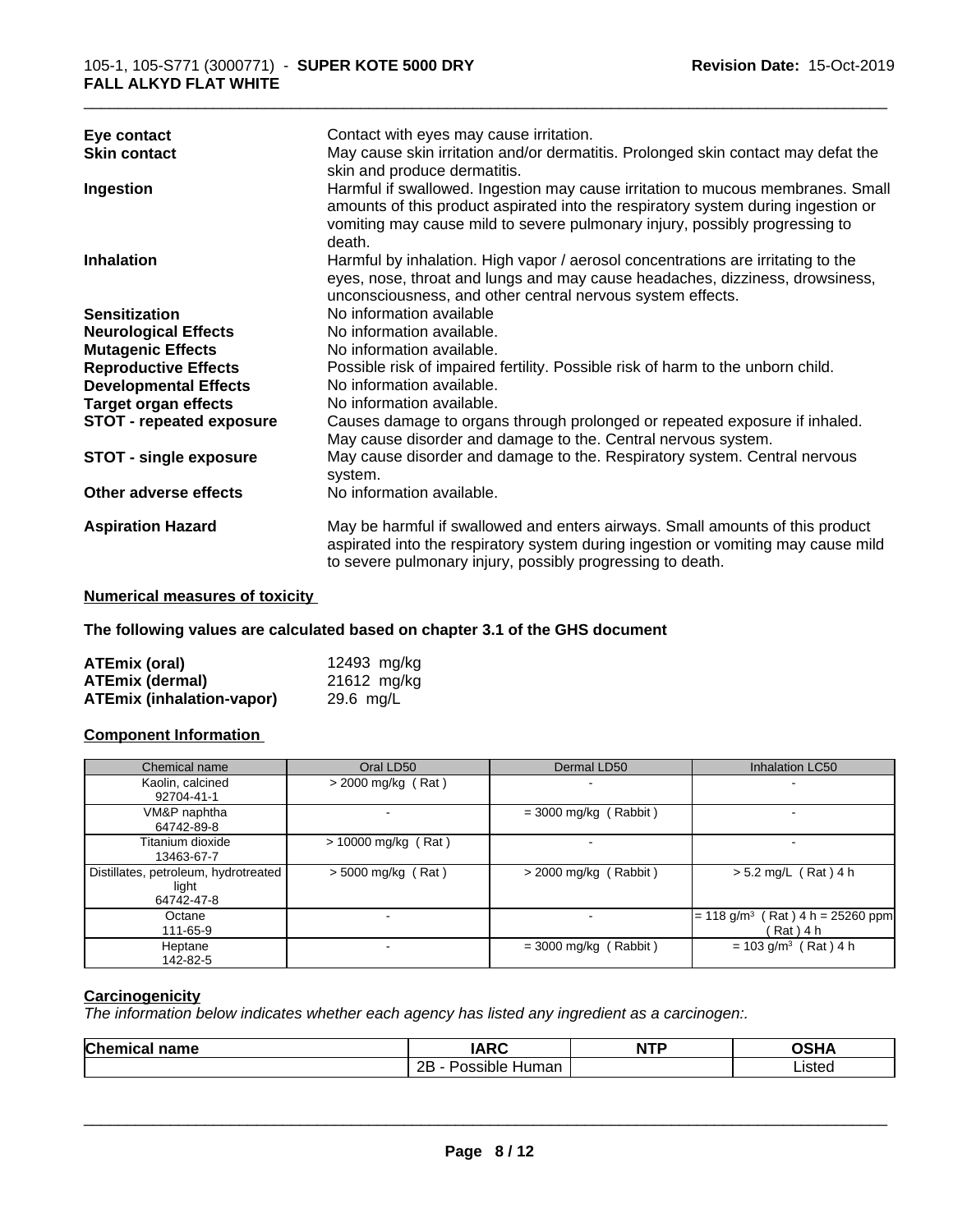| | |
|---|---|
| **Eye contact** | Contact with eyes may cause irritation. |
| **Skin contact** | May cause skin irritation and/or dermatitis. Prolonged skin contact may defat the skin and produce dermatitis. |
| **Ingestion** | Harmful if swallowed. Ingestion may cause irritation to mucous membranes. Small amounts of this product aspirated into the respiratory system during ingestion or vomiting may cause mild to severe pulmonary injury, possibly progressing to death. |
| **Inhalation** | Harmful by inhalation. High vapor / aerosol concentrations are irritating to the eyes, nose, throat and lungs and may cause headaches, dizziness, drowsiness, unconsciousness, and other central nervous system effects. |
| **Sensitization** | No information available |
| **Neurological Effects** | No information available. |
| **Mutagenic Effects** | No information available. |
| **Reproductive Effects** | Possible risk of impaired fertility. Possible risk of harm to the unborn child. |
| **Developmental Effects** | No information available. |
| **Target organ effects** | No information available. |
| **STOT - repeated exposure** | Causes damage to organs through prolonged or repeated exposure if inhaled. May cause disorder and damage to the. Central nervous system. |
| **STOT - single exposure** | May cause disorder and damage to the. Respiratory system. Central nervous system. |
| **Other adverse effects** | No information available. |
| **Aspiration Hazard** | May be harmful if swallowed and enters airways. Small amounts of this product aspirated into the respiratory system during ingestion or vomiting may cause mild to severe pulmonary injury, possibly progressing to death. |

## Numerical measures of toxicity

**The following values are calculated based on chapter 3.1 of the GHS document**

| | |
|---|---|
| **ATEmix (oral)** | 12493 mg/kg |
| **ATEmix (dermal)** | 21612 mg/kg |
| **ATEmix (inhalation-vapor)** | 29.6 mg/L |

## Component Information

| Chemical name | Oral LD50 | Dermal LD50 | Inhalation LC50 |
|---|---|---|---|
| Kaolin, calcined<br>92704-41-1 | > 2000 mg/kg ( Rat ) | - | - |
| VM&P naphtha<br>64742-89-8 | - | = 3000 mg/kg ( Rabbit ) | - |
| Titanium dioxide<br>13463-67-7 | > 10000 mg/kg ( Rat ) | - | - |
| Distillates, petroleum, hydrotreated light<br>64742-47-8 | > 5000 mg/kg ( Rat ) | > 2000 mg/kg ( Rabbit ) | > 5.2 mg/L ( Rat ) 4 h |
| Octane<br>111-65-9 | - | - | = 118 g/m$^3$ ( Rat ) 4 h = 25260 ppm ( Rat ) 4 h |
| Heptane<br>142-82-5 | - | = 3000 mg/kg ( Rabbit ) | = 103 g/m$^3$ ( Rat ) 4 h |

## Carcinogenicity

*The information below indicates whether each agency has listed any ingredient as a carcinogen:.*

| Chemical name | IARC | NTP | OSHA |
|---|---|---|---|
| | 2B - Possible Human | | Listed |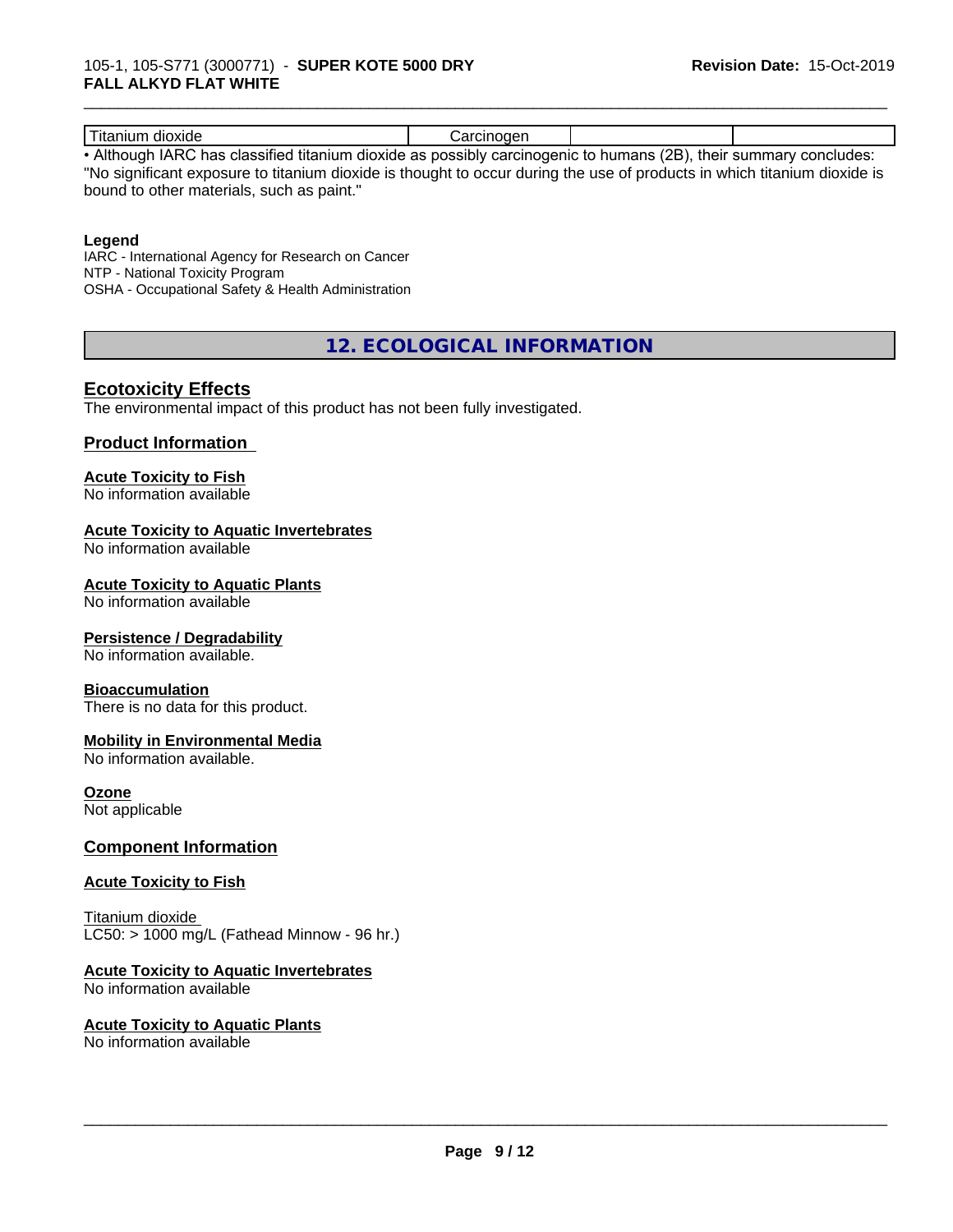| Titanium dioxide | Carcinogen | | |
|---|---|---|---|

• Although IARC has classified titanium dioxide as possibly carcinogenic to humans (2B), their summary concludes: "No significant exposure to titanium dioxide is thought to occur during the use of products in which titanium dioxide is bound to other materials, such as paint."

**Legend**

IARC - International Agency for Research on Cancer
NTP - National Toxicity Program
OSHA - Occupational Safety & Health Administration

## 12. ECOLOGICAL INFORMATION

### Ecotoxicity Effects

The environmental impact of this product has not been fully investigated.

### Product Information

**Acute Toxicity to Fish**
No information available

**Acute Toxicity to Aquatic Invertebrates**
No information available

**Acute Toxicity to Aquatic Plants**
No information available

**Persistence / Degradability**
No information available.

**Bioaccumulation**
There is no data for this product.

**Mobility in Environmental Media**
No information available.

**Ozone**
Not applicable

### Component Information

**Acute Toxicity to Fish**

Titanium dioxide
LC50: > 1000 mg/L (Fathead Minnow - 96 hr.)

**Acute Toxicity to Aquatic Invertebrates**
No information available

**Acute Toxicity to Aquatic Plants**
No information available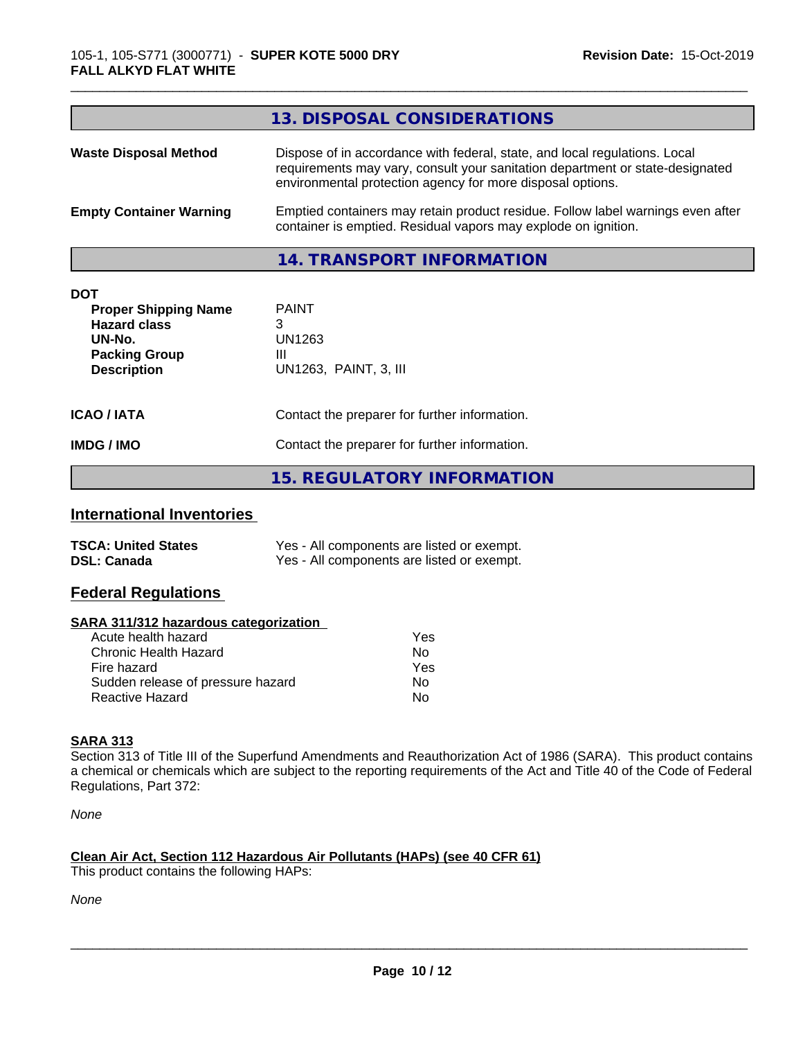## 13. DISPOSAL CONSIDERATIONS

| | |
|---|---|
| **Waste Disposal Method** | Dispose of in accordance with federal, state, and local regulations. Local requirements may vary, consult your sanitation department or state-designated environmental protection agency for more disposal options. |
| **Empty Container Warning** | Emptied containers may retain product residue. Follow label warnings even after container is emptied. Residual vapors may explode on ignition. |

## 14. TRANSPORT INFORMATION

**DOT**

| | |
|---|---|
| **Proper Shipping Name** | PAINT |
| **Hazard class** | 3 |
| **UN-No.** | UN1263 |
| **Packing Group** | III |
| **Description** | UN1263, PAINT, 3, III |

| | |
|---|---|
| **ICAO / IATA** | Contact the preparer for further information. |
| **IMDG / IMO** | Contact the preparer for further information. |

## 15. REGULATORY INFORMATION

### International Inventories

| | |
|---|---|
| **TSCA: United States** | Yes - All components are listed or exempt. |
| **DSL: Canada** | Yes - All components are listed or exempt. |

### Federal Regulations

**SARA 311/312 hazardous categorization**

| | |
|---|---|
| Acute health hazard | Yes |
| Chronic Health Hazard | No |
| Fire hazard | Yes |
| Sudden release of pressure hazard | No |
| Reactive Hazard | No |

**SARA 313**

Section 313 of Title III of the Superfund Amendments and Reauthorization Act of 1986 (SARA). This product contains a chemical or chemicals which are subject to the reporting requirements of the Act and Title 40 of the Code of Federal Regulations, Part 372:

*None*

**Clean Air Act, Section 112 Hazardous Air Pollutants (HAPs) (see 40 CFR 61)**

This product contains the following HAPs:

*None*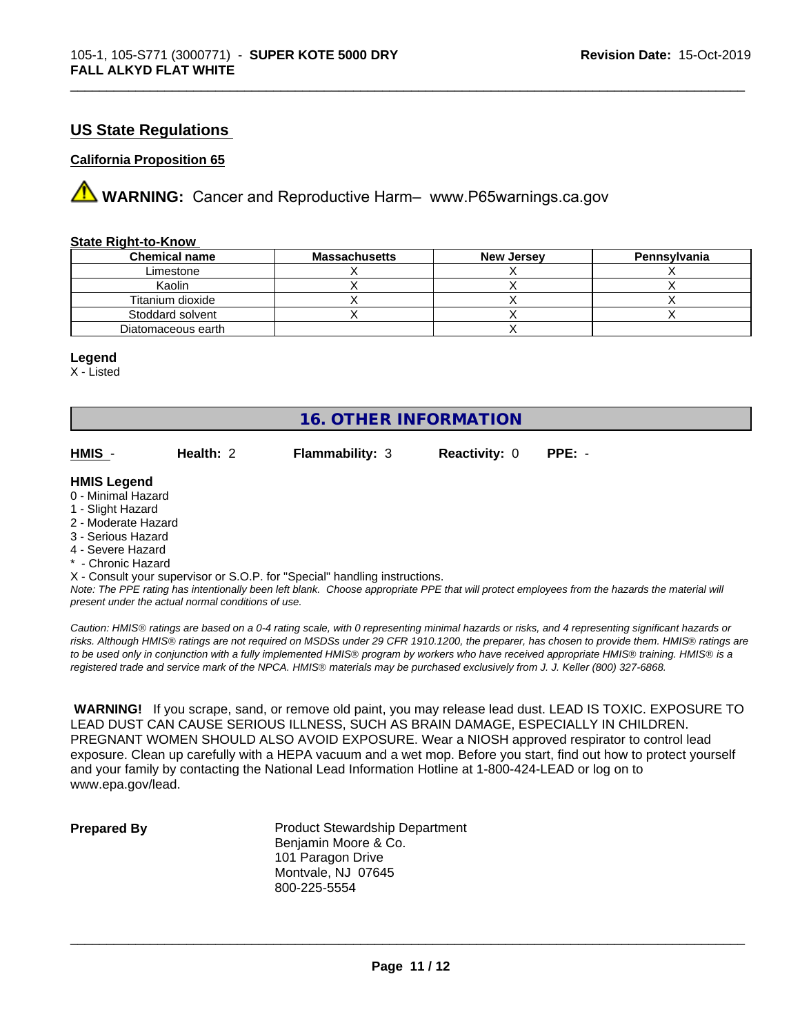## US State Regulations

### California Proposition 65

⚠ **WARNING:** Cancer and Reproductive Harm– www.P65warnings.ca.gov

### State Right-to-Know

| Chemical name | Massachusetts | New Jersey | Pennsylvania |
|---|---|---|---|
| Limestone | X | X | X |
| Kaolin | X | X | X |
| Titanium dioxide | X | X | X |
| Stoddard solvent | X | X | X |
| Diatomaceous earth | | X | |

**Legend**

X - Listed

## 16. OTHER INFORMATION

**HMIS** - **Health:** 2 **Flammability:** 3 **Reactivity:** 0 **PPE:** -

**HMIS Legend**

0 - Minimal Hazard
1 - Slight Hazard
2 - Moderate Hazard
3 - Serious Hazard
4 - Severe Hazard
* - Chronic Hazard
X - Consult your supervisor or S.O.P. for "Special" handling instructions.

*Note: The PPE rating has intentionally been left blank. Choose appropriate PPE that will protect employees from the hazards the material will present under the actual normal conditions of use.*

*Caution: HMIS® ratings are based on a 0-4 rating scale, with 0 representing minimal hazards or risks, and 4 representing significant hazards or risks. Although HMIS® ratings are not required on MSDSs under 29 CFR 1910.1200, the preparer, has chosen to provide them. HMIS® ratings are to be used only in conjunction with a fully implemented HMIS® program by workers who have received appropriate HMIS® training. HMIS® is a registered trade and service mark of the NPCA. HMIS® materials may be purchased exclusively from J. J. Keller (800) 327-6868.*

**WARNING!** If you scrape, sand, or remove old paint, you may release lead dust. LEAD IS TOXIC. EXPOSURE TO LEAD DUST CAN CAUSE SERIOUS ILLNESS, SUCH AS BRAIN DAMAGE, ESPECIALLY IN CHILDREN. PREGNANT WOMEN SHOULD ALSO AVOID EXPOSURE. Wear a NIOSH approved respirator to control lead exposure. Clean up carefully with a HEPA vacuum and a wet mop. Before you start, find out how to protect yourself and your family by contacting the National Lead Information Hotline at 1-800-424-LEAD or log on to www.epa.gov/lead.

**Prepared By**

Product Stewardship Department
Benjamin Moore & Co.
101 Paragon Drive
Montvale, NJ 07645
800-225-5554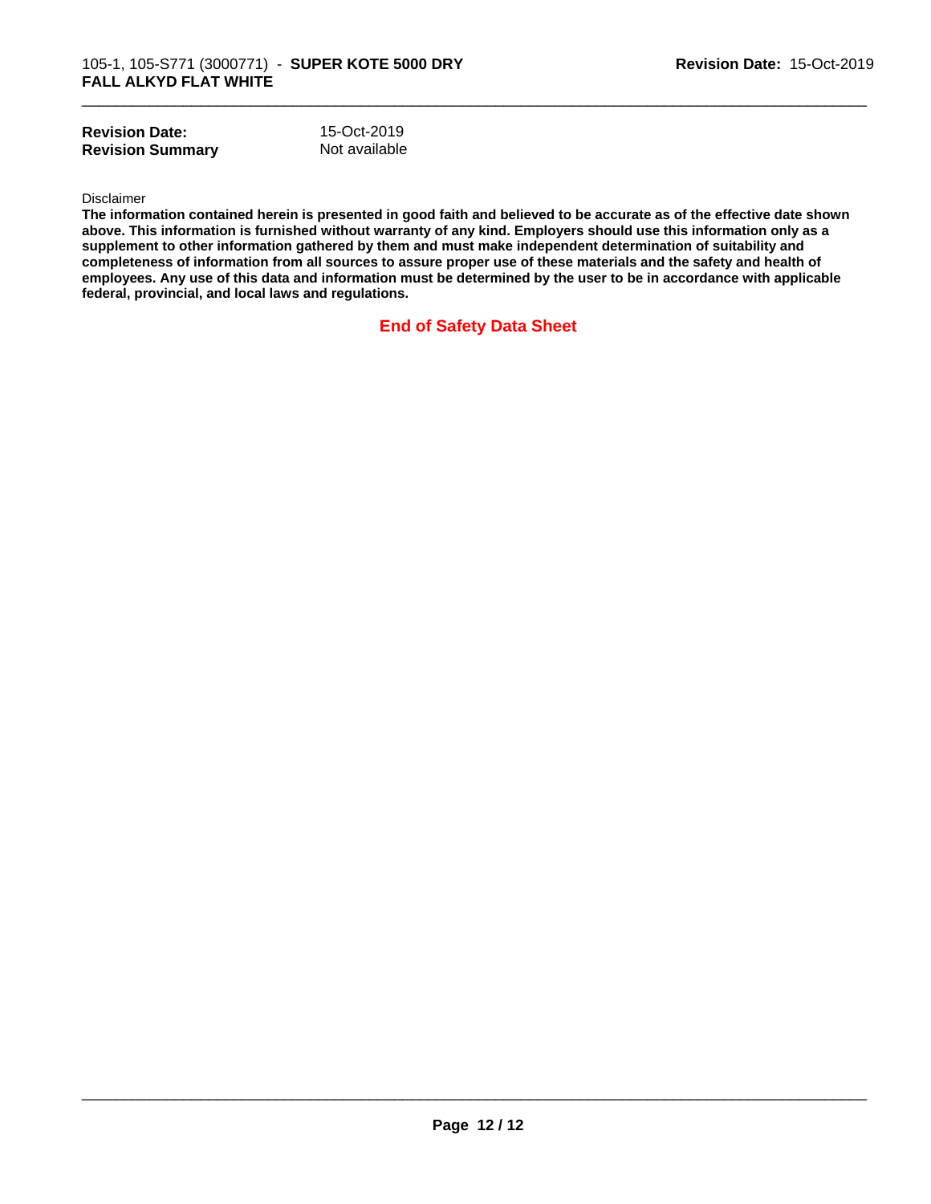**Revision Date:** 15-Oct-2019
**Revision Summary** Not available

Disclaimer

**The information contained herein is presented in good faith and believed to be accurate as of the effective date shown above. This information is furnished without warranty of any kind. Employers should use this information only as a supplement to other information gathered by them and must make independent determination of suitability and completeness of information from all sources to assure proper use of these materials and the safety and health of employees. Any use of this data and information must be determined by the user to be in accordance with applicable federal, provincial, and local laws and regulations.**

**End of Safety Data Sheet**